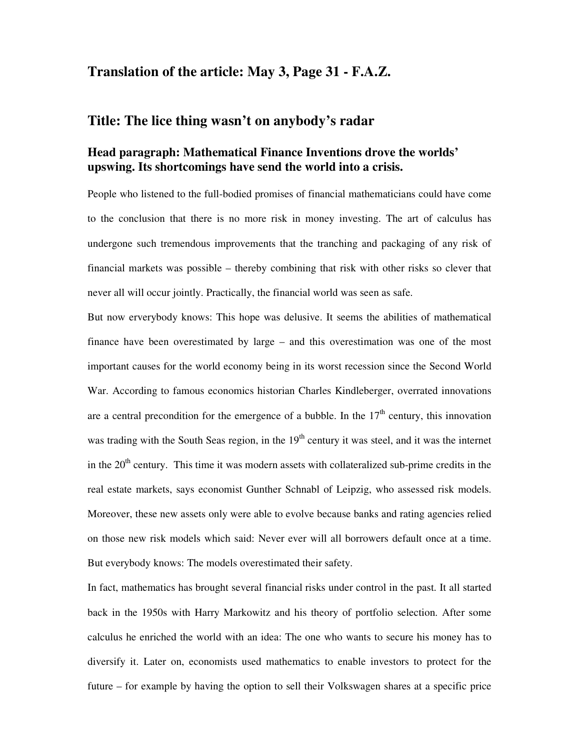## Translation of the article: May 3, Page 31 - F.A.Z.

## Title: The lice thing wasn't on anybody's radar

### Head paragraph: Mathematical Finance Inventions drove the worlds' upswing. Its shortcomings have send the world into a crisis.

People who listened to the full-bodied promises of financial mathematicians could have come to the conclusion that there is no more risk in money investing. The art of calculus has undergone such tremendous improvements that the tranching and packaging of any risk of financial markets was possible – thereby combining that risk with other risks so clever that never all will occur jointly. Practically, the financial world was seen as safe.

But now erverybody knows: This hope was delusive. It seems the abilities of mathematical finance have been overestimated by large – and this overestimation was one of the most important causes for the world economy being in its worst recession since the Second World War. According to famous economics historian Charles Kindleberger, overrated innovations are a central precondition for the emergence of a bubble. In the 17th century, this innovation was trading with the South Seas region, in the 19th century it was steel, and it was the internet in the 20th century. This time it was modern assets with collateralized sub-prime credits in the real estate markets, says economist Gunther Schnabl of Leipzig, who assessed risk models. Moreover, these new assets only were able to evolve because banks and rating agencies relied on those new risk models which said: Never ever will all borrowers default once at a time. But everybody knows: The models overestimated their safety.

In fact, mathematics has brought several financial risks under control in the past. It all started back in the 1950s with Harry Markowitz and his theory of portfolio selection. After some calculus he enriched the world with an idea: The one who wants to secure his money has to diversify it. Later on, economists used mathematics to enable investors to protect for the future – for example by having the option to sell their Volkswagen shares at a specific price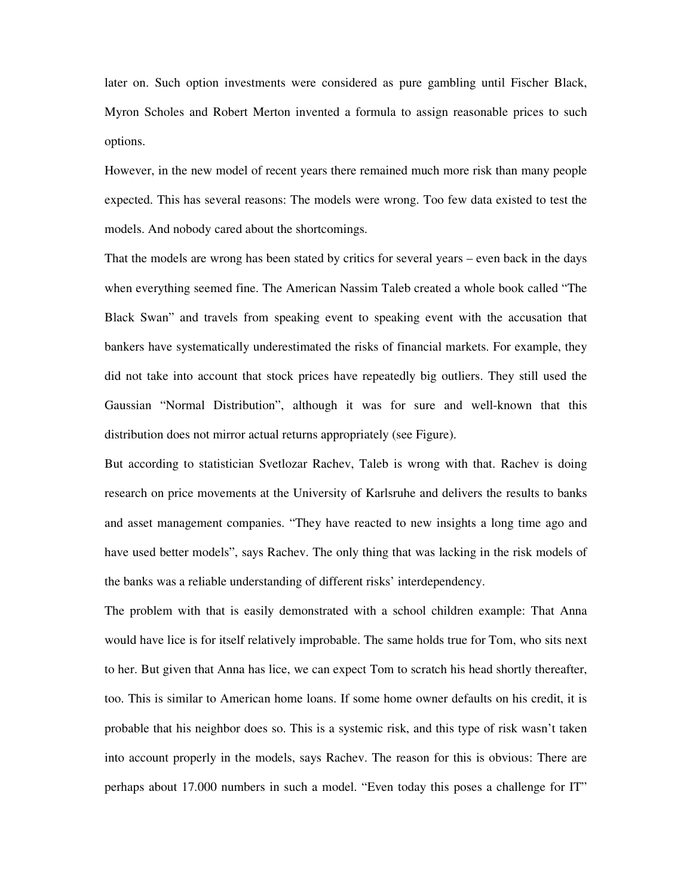later on. Such option investments were considered as pure gambling until Fischer Black, Myron Scholes and Robert Merton invented a formula to assign reasonable prices to such options.

However, in the new model of recent years there remained much more risk than many people expected. This has several reasons: The models were wrong. Too few data existed to test the models. And nobody cared about the shortcomings.

That the models are wrong has been stated by critics for several years – even back in the days when everything seemed fine. The American Nassim Taleb created a whole book called "The Black Swan" and travels from speaking event to speaking event with the accusation that bankers have systematically underestimated the risks of financial markets. For example, they did not take into account that stock prices have repeatedly big outliers. They still used the Gaussian "Normal Distribution", although it was for sure and well-known that this distribution does not mirror actual returns appropriately (see Figure).

But according to statistician Svetlozar Rachev, Taleb is wrong with that. Rachev is doing research on price movements at the University of Karlsruhe and delivers the results to banks and asset management companies. "They have reacted to new insights a long time ago and have used better models", says Rachev. The only thing that was lacking in the risk models of the banks was a reliable understanding of different risks' interdependency.

The problem with that is easily demonstrated with a school children example: That Anna would have lice is for itself relatively improbable. The same holds true for Tom, who sits next to her. But given that Anna has lice, we can expect Tom to scratch his head shortly thereafter, too. This is similar to American home loans. If some home owner defaults on his credit, it is probable that his neighbor does so. This is a systemic risk, and this type of risk wasn't taken into account properly in the models, says Rachev. The reason for this is obvious: There are perhaps about 17.000 numbers in such a model. "Even today this poses a challenge for IT"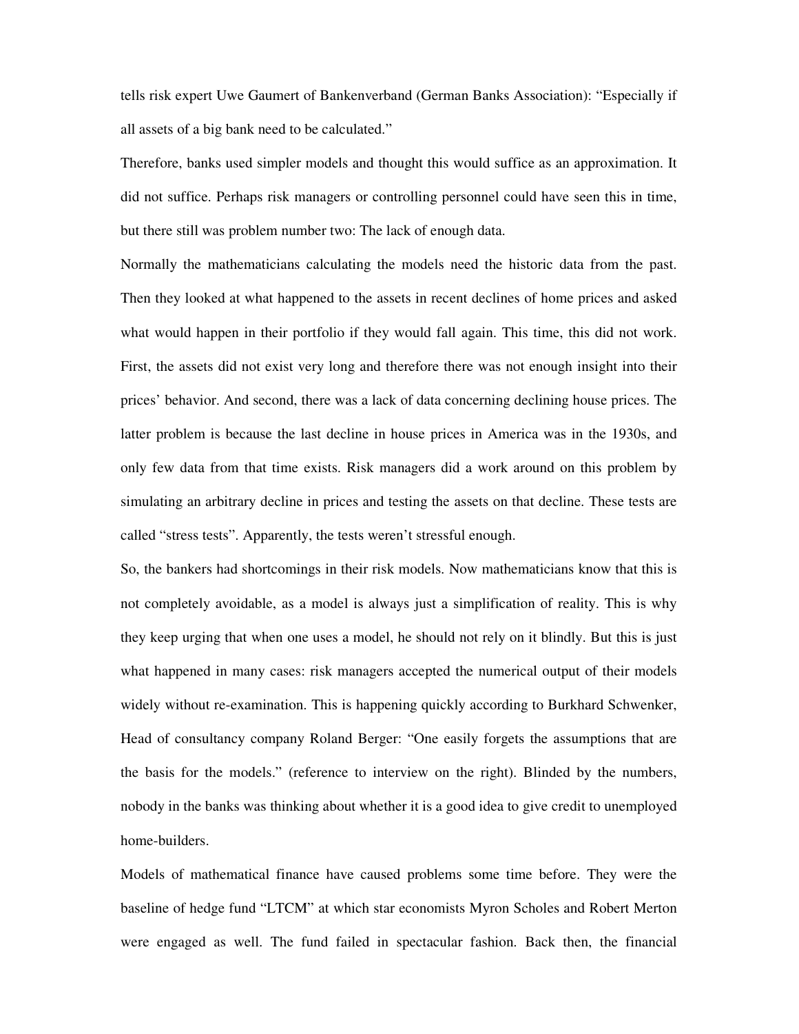tells risk expert Uwe Gaumert of Bankenverband (German Banks Association): "Especially if all assets of a big bank need to be calculated."

Therefore, banks used simpler models and thought this would suffice as an approximation. It did not suffice. Perhaps risk managers or controlling personnel could have seen this in time, but there still was problem number two: The lack of enough data.

Normally the mathematicians calculating the models need the historic data from the past. Then they looked at what happened to the assets in recent declines of home prices and asked what would happen in their portfolio if they would fall again. This time, this did not work. First, the assets did not exist very long and therefore there was not enough insight into their prices' behavior. And second, there was a lack of data concerning declining house prices. The latter problem is because the last decline in house prices in America was in the 1930s, and only few data from that time exists. Risk managers did a work around on this problem by simulating an arbitrary decline in prices and testing the assets on that decline. These tests are called "stress tests". Apparently, the tests weren't stressful enough.

So, the bankers had shortcomings in their risk models. Now mathematicians know that this is not completely avoidable, as a model is always just a simplification of reality. This is why they keep urging that when one uses a model, he should not rely on it blindly. But this is just what happened in many cases: risk managers accepted the numerical output of their models widely without re-examination. This is happening quickly according to Burkhard Schwenker, Head of consultancy company Roland Berger: "One easily forgets the assumptions that are the basis for the models." (reference to interview on the right). Blinded by the numbers, nobody in the banks was thinking about whether it is a good idea to give credit to unemployed home-builders.

Models of mathematical finance have caused problems some time before. They were the baseline of hedge fund "LTCM" at which star economists Myron Scholes and Robert Merton were engaged as well. The fund failed in spectacular fashion. Back then, the financial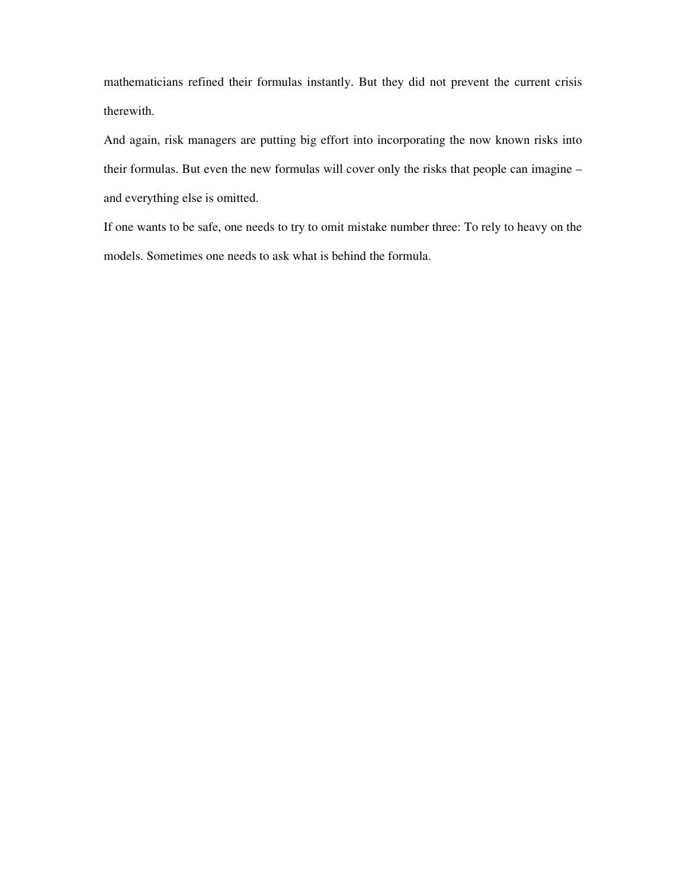mathematicians refined their formulas instantly. But they did not prevent the current crisis therewith.

And again, risk managers are putting big effort into incorporating the now known risks into their formulas. But even the new formulas will cover only the risks that people can imagine – and everything else is omitted.

If one wants to be safe, one needs to try to omit mistake number three: To rely to heavy on the models. Sometimes one needs to ask what is behind the formula.